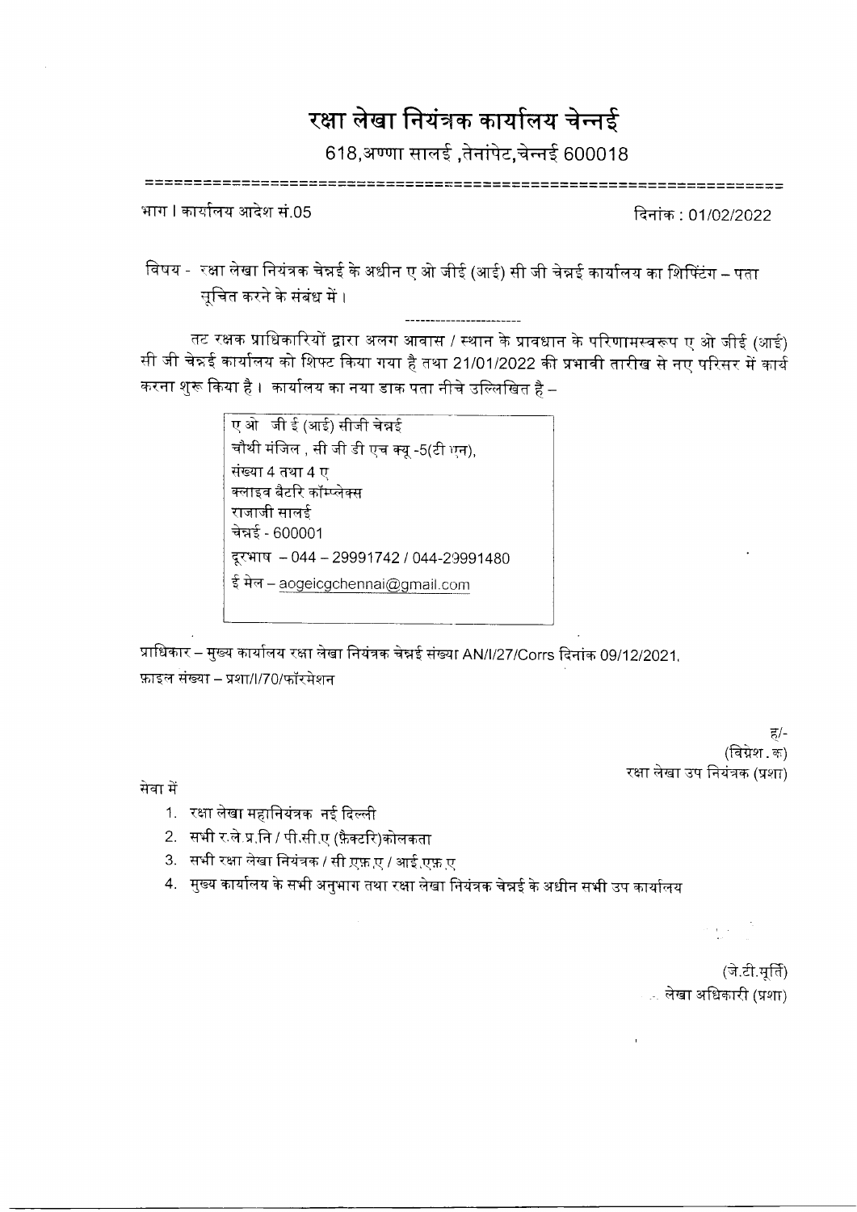# रक्षा लेखा नियंत्रक कार्यालय चेन्नई

618,अण्णा सालई ,तेनांपेट,चेन्नई 600018

---

भाग I कार्यालय आदेश सं.05 दिनांक : 01/02/2022

विषय - रक्षा लेखा नियंत्रक चेन्नई के अधीन ए ओ जीई (आई) सी जी चेन्नई कार्यालय का शिफ्टिंग – पता सूचित करने के संबंध में ।

---

तट रक्षक प्राधिकारियों द्वारा अलग आवास / स्थान के प्रावधान के परिणामस्वरूप ए ओ जीई (आई) सी जी चेन्नई कार्यालय को शिफ्ट किया गया है तथा 21/01/2022 की प्रभावी तारीख से नए परिसर में कार्य करना शुरू किया है। कार्यालय का नया डाक पता नीचे उल्लिखित है –

ए ओ जी ई (आई) सीजी चेन्नई
चौथी मंजिल , सी जी डी एच क्यू -5(टी एन),
संख्या 4 तथा 4 ए
क्लाइव बैटरि कॉम्प्लेक्स
राजाजी सालई
चेन्नई - 600001
दूरभाष – 044 – 29991742 / 044-29991480
ई मेल – aogeicgchennai@gmail.com

प्राधिकार – मुख्य कार्यालय रक्षा लेखा नियंत्रक चेन्नई संख्या AN/I/27/Corrs दिनांक 09/12/2021.
फ़ाइल संख्या – प्रशा/I/70/फॉरमेशन

ह/-
(विघ्नेश . क)
रक्षा लेखा उप नियंत्रक (प्रशा)

सेवा में

1. रक्षा लेखा महानियंत्रक नई दिल्ली
2. सभी र.ले.प्र.नि / पी.सी.ए (फ़ैक्टरि)कोलकता
3. सभी रक्षा लेखा नियंत्रक / सी.एफ़.ए / आई.एफ़.ए
4. मुख्य कार्यालय के सभी अनुभाग तथा रक्षा लेखा नियंत्रक चेन्नई के अधीन सभी उप कार्यालय

(जे.टी.मूर्ति)
लेखा अधिकारी (प्रशा)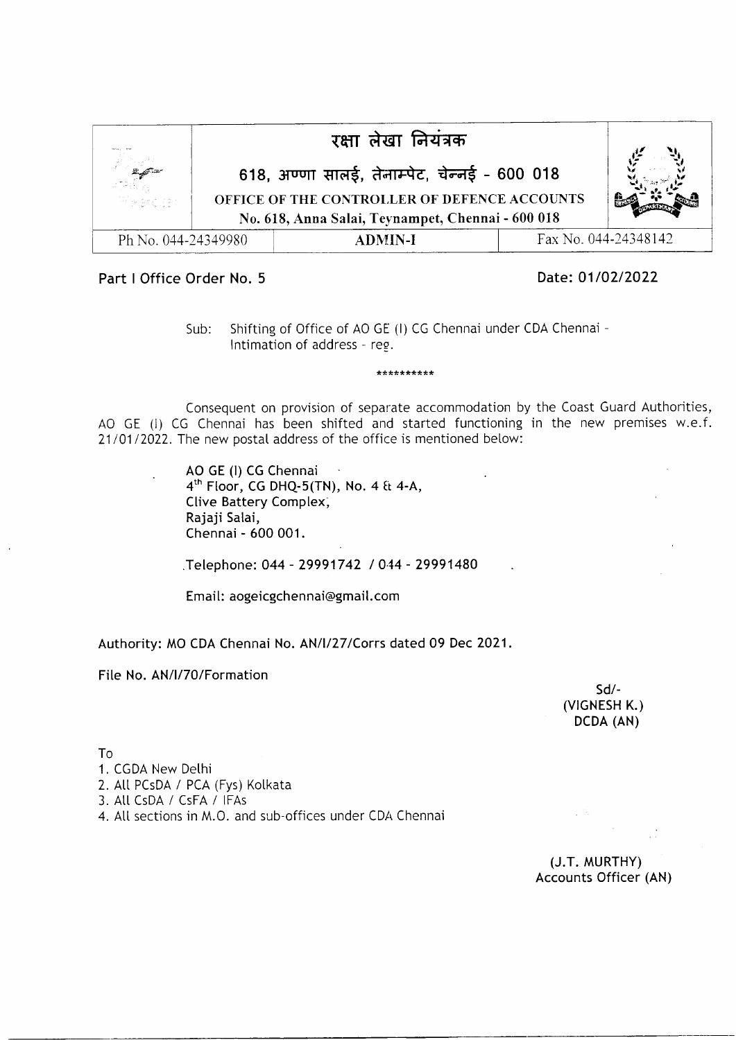| रक्षा लेखा नियंत्रक<br>618, अण्णा सालई, तेनाम्पेट, चेन्नई - 600 018<br>OFFICE OF THE CONTROLLER OF DEFENCE ACCOUNTS<br>No. 618, Anna Salai, Teynampet, Chennai - 600 018 | | |
|---|---|---|
| Ph No. 044-24349980 | ADMIN-I | Fax No. 044-24348142 |

**Part I Office Order No. 5** **Date: 01/02/2022**

Sub: Shifting of Office of AO GE (I) CG Chennai under CDA Chennai - Intimation of address - reg.

**********

Consequent on provision of separate accommodation by the Coast Guard Authorities, AO GE (I) CG Chennai has been shifted and started functioning in the new premises w.e.f. 21/01/2022. The new postal address of the office is mentioned below:

**AO GE (I) CG Chennai**
**4th Floor, CG DHQ-5(TN), No. 4 & 4-A,**
**Clive Battery Complex,**
**Rajaji Salai,**
**Chennai - 600 001.**

Telephone: 044 - 29991742 / 044 - 29991480

Email: aogeicgchennai@gmail.com

Authority: MO CDA Chennai No. AN/I/27/Corrs dated 09 Dec 2021.

File No. AN/I/70/Formation

**Sd/-**
**(VIGNESH K.)**
**DCDA (AN)**

To
1. CGDA New Delhi
2. All PCsDA / PCA (Fys) Kolkata
3. All CsDA / CsFA / IFAs
4. All sections in M.O. and sub-offices under CDA Chennai

**(J.T. MURTHY)**
**Accounts Officer (AN)**